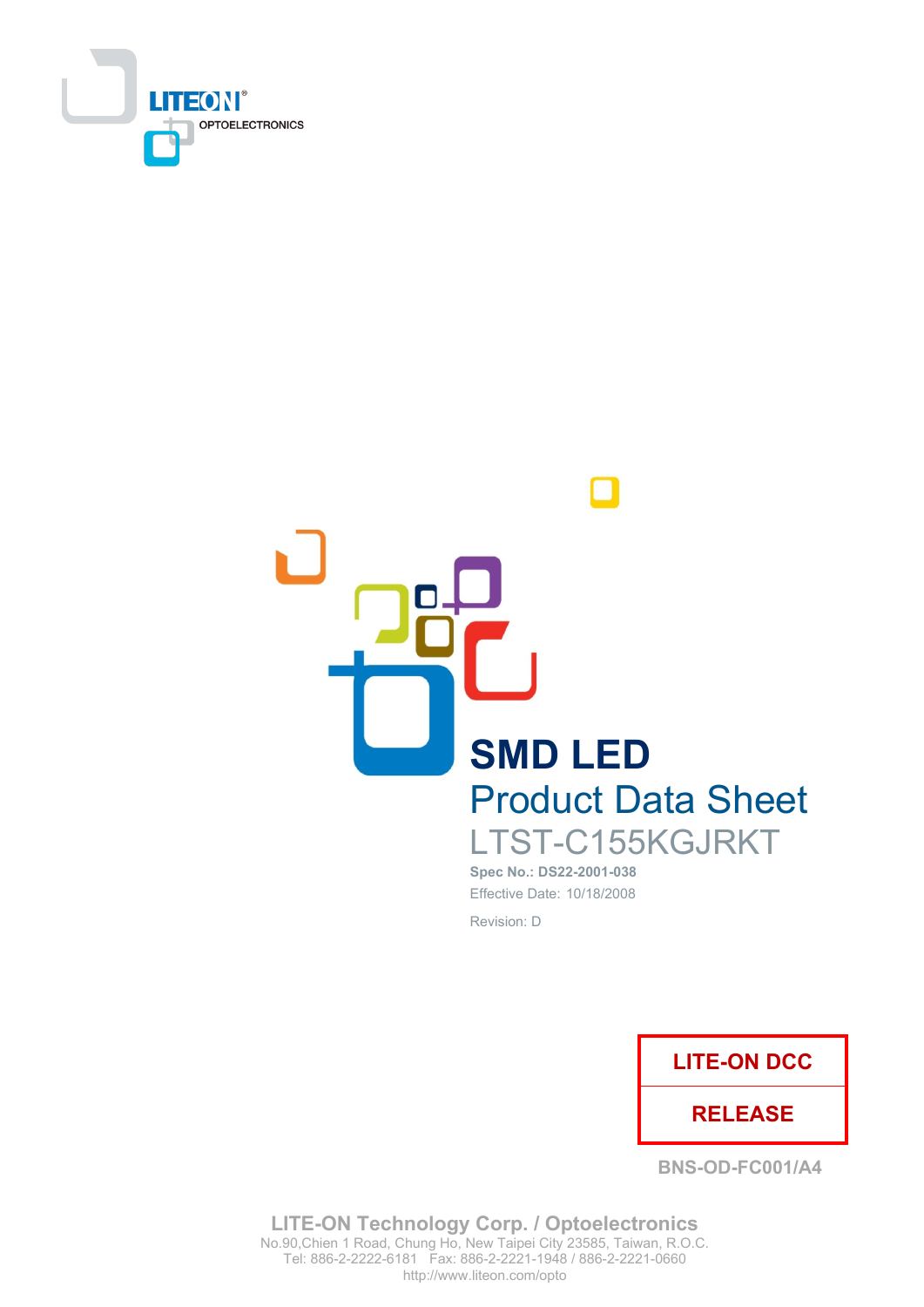LITEON OPTOELECTRONICS

# SMD LED

## Product Data Sheet

### LTST-C155KGJRKT

**Spec No.: DS22-2001-038**

Effective Date: 10/18/2008

Revision: D

| LITE-ON DCC |
| --- |
| RELEASE |

BNS-OD-FC001/A4

**LITE-ON Technology Corp. / Optoelectronics**

No.90,Chien 1 Road, Chung Ho, New Taipei City 23585, Taiwan, R.O.C.

Tel: 886-2-2222-6181 Fax: 886-2-2221-1948 / 886-2-2221-0660

http://www.liteon.com/opto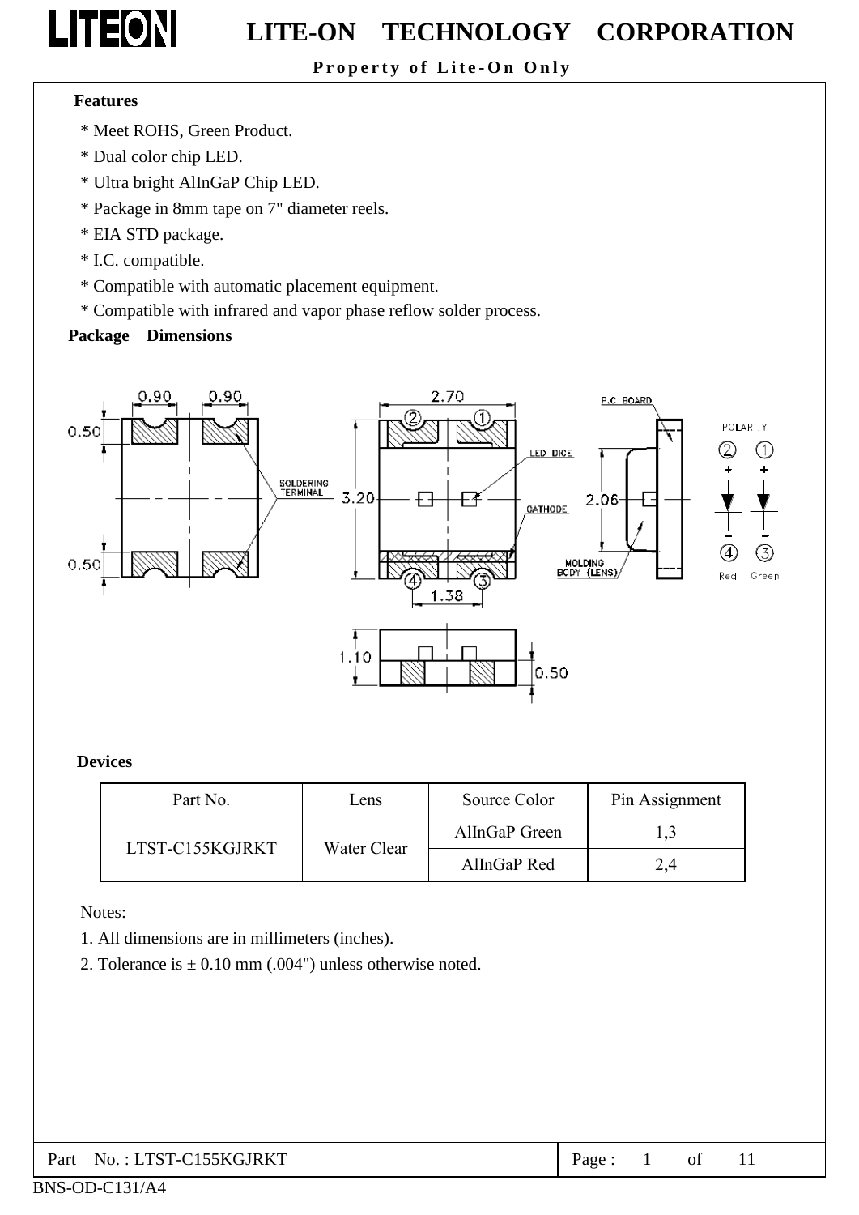**Features**

* Meet ROHS, Green Product.
* Dual color chip LED.
* Ultra bright AlInGaP Chip LED.
* Package in 8mm tape on 7" diameter reels.
* EIA STD package.
* I.C. compatible.
* Compatible with automatic placement equipment.
* Compatible with infrared and vapor phase reflow solder process.

**Package Dimensions**

**Devices**

| Part No. | Lens | Source Color | Pin Assignment |
|---|---|---|---|
| LTST-C155KGJRKT | Water Clear | AlInGaP Green | 1,3 |
| | | AlInGaP Red | 2,4 |

Notes:

1. All dimensions are in millimeters (inches).
2. Tolerance is ± 0.10 mm (.004") unless otherwise noted.

Part No. : LTST-C155KGJRKT

BNS-OD-C131/A4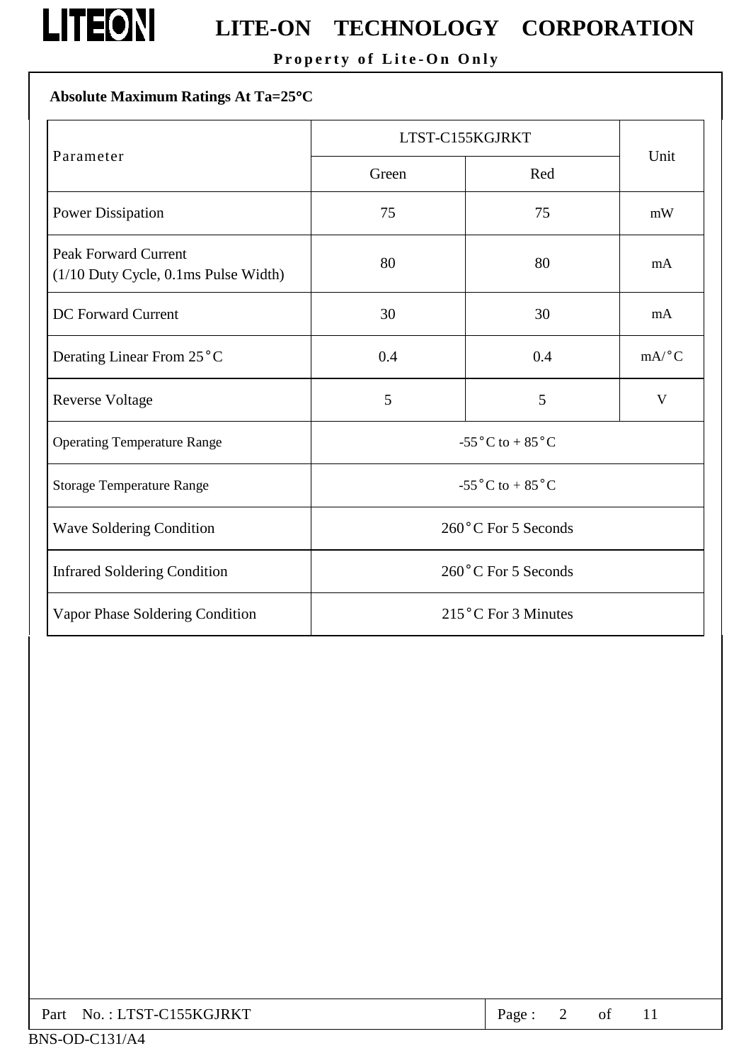## Absolute Maximum Ratings At Ta=25°C

| Parameter | LTST-C155KGJRKT | | Unit |
|---|---|---|---|
| | Green | Red | |
| Power Dissipation | 75 | 75 | mW |
| Peak Forward Current (1/10 Duty Cycle, 0.1ms Pulse Width) | 80 | 80 | mA |
| DC Forward Current | 30 | 30 | mA |
| Derating Linear From 25°C | 0.4 | 0.4 | mA/°C |
| Reverse Voltage | 5 | 5 | V |
| Operating Temperature Range | -55°C to + 85°C | | |
| Storage Temperature Range | -55°C to + 85°C | | |
| Wave Soldering Condition | 260°C For 5 Seconds | | |
| Infrared Soldering Condition | 260°C For 5 Seconds | | |
| Vapor Phase Soldering Condition | 215°C For 3 Minutes | | |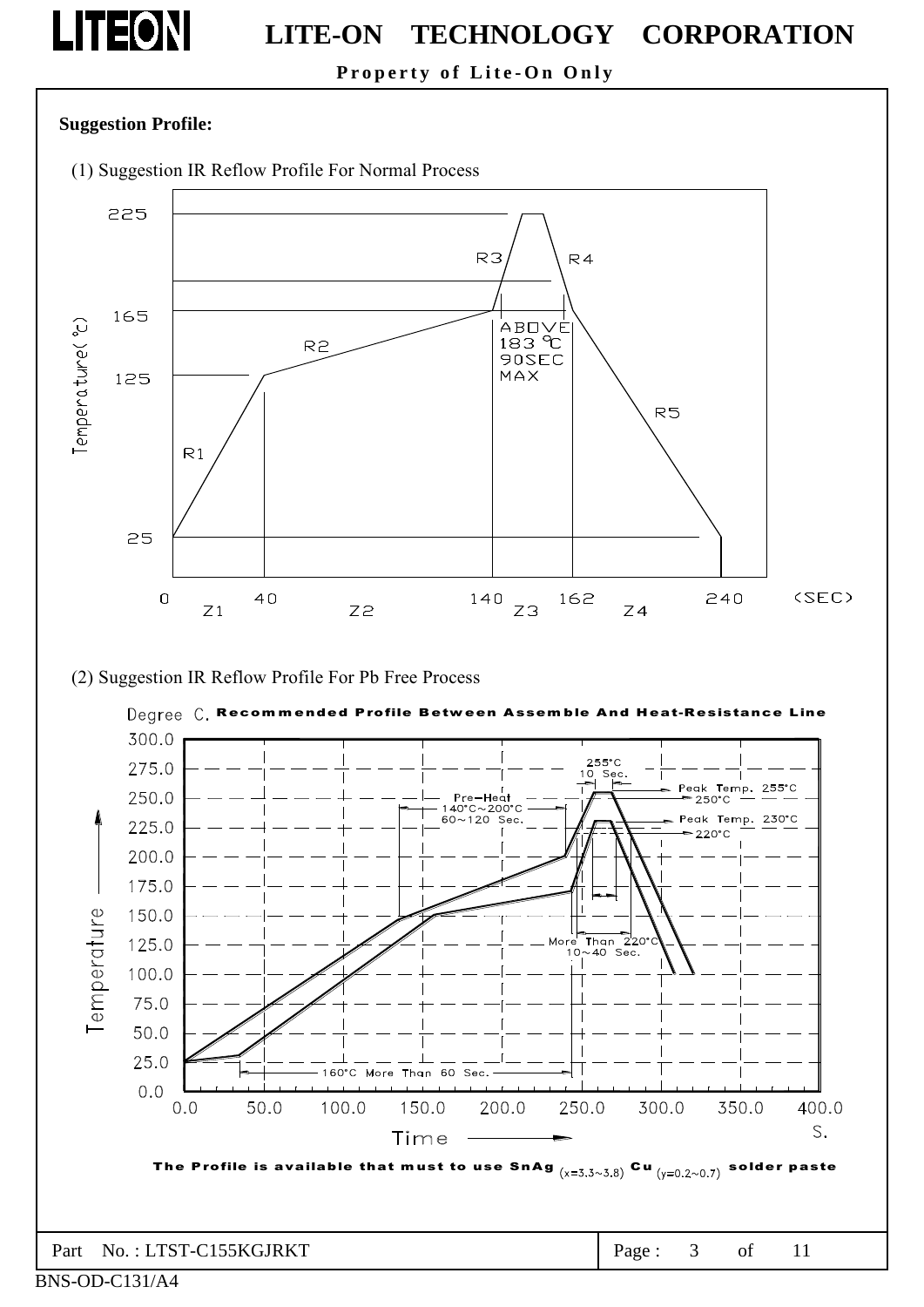**Suggestion Profile:**

(1) Suggestion IR Reflow Profile For Normal Process

(2) Suggestion IR Reflow Profile For Pb Free Process

Part No. : LTST-C155KGJRKT

BNS-OD-C131/A4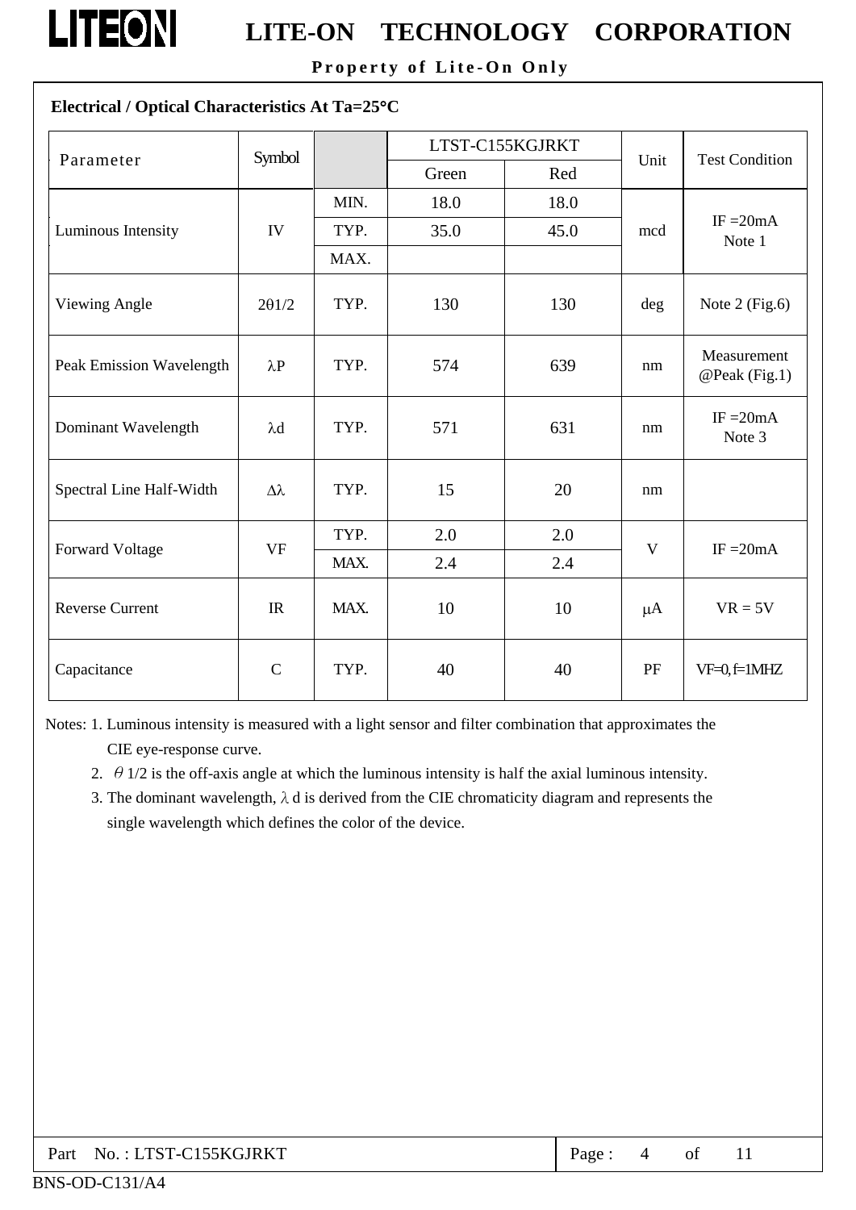## Electrical / Optical Characteristics At Ta=25°C

| Parameter | Symbol | | LTST-C155KGJRKT | | Unit | Test Condition |
|---|---|---|---|---|---|---|
| | | | Green | Red | | |
| Luminous Intensity | IV | MIN. | 18.0 | 18.0 | mcd | IF =20mA Note 1 |
| | | TYP. | 35.0 | 45.0 | | |
| | | MAX. | | | | |
| Viewing Angle | 2θ1/2 | TYP. | 130 | 130 | deg | Note 2 (Fig.6) |
| Peak Emission Wavelength | λP | TYP. | 574 | 639 | nm | Measurement @Peak (Fig.1) |
| Dominant Wavelength | λd | TYP. | 571 | 631 | nm | IF =20mA Note 3 |
| Spectral Line Half-Width | Δλ | TYP. | 15 | 20 | nm | |
| Forward Voltage | VF | TYP. | 2.0 | 2.0 | V | IF =20mA |
| | | MAX. | 2.4 | 2.4 | | |
| Reverse Current | IR | MAX. | 10 | 10 | μA | VR = 5V |
| Capacitance | C | TYP. | 40 | 40 | PF | VF=0, f=1MHZ |

Notes:
1. Luminous intensity is measured with a light sensor and filter combination that approximates the CIE eye-response curve.
2. θ1/2 is the off-axis angle at which the luminous intensity is half the axial luminous intensity.
3. The dominant wavelength, λd is derived from the CIE chromaticity diagram and represents the single wavelength which defines the color of the device.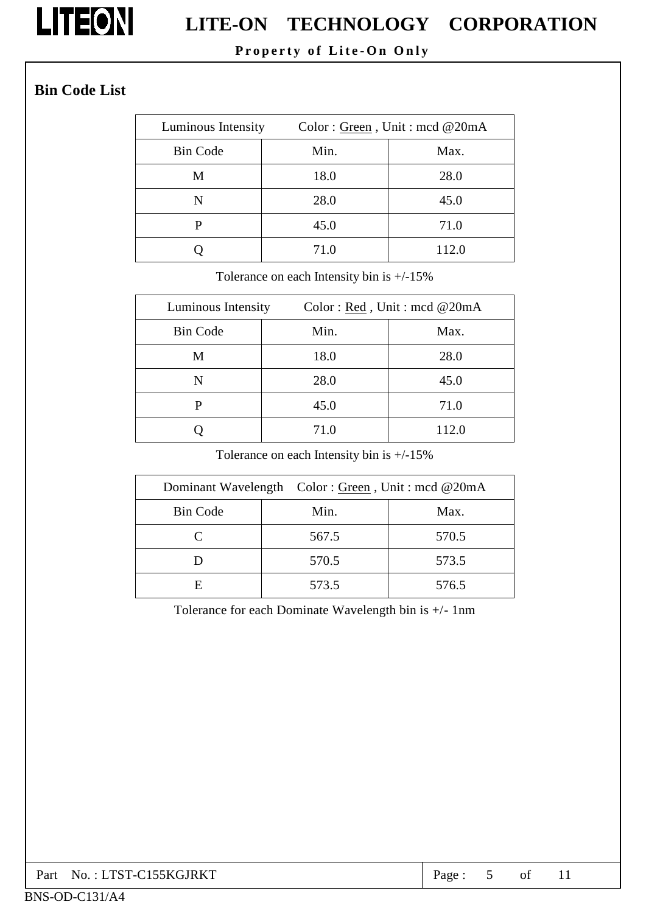## Bin Code List

| Luminous Intensity Color : Green , Unit : mcd @20mA | | |
|---|---|---|
| Bin Code | Min. | Max. |
| M | 18.0 | 28.0 |
| N | 28.0 | 45.0 |
| P | 45.0 | 71.0 |
| Q | 71.0 | 112.0 |

Tolerance on each Intensity bin is +/-15%

| Luminous Intensity Color : Red , Unit : mcd @20mA | | |
|---|---|---|
| Bin Code | Min. | Max. |
| M | 18.0 | 28.0 |
| N | 28.0 | 45.0 |
| P | 45.0 | 71.0 |
| Q | 71.0 | 112.0 |

Tolerance on each Intensity bin is +/-15%

| Dominant Wavelength Color : Green , Unit : mcd @20mA | | |
|---|---|---|
| Bin Code | Min. | Max. |
| C | 567.5 | 570.5 |
| D | 570.5 | 573.5 |
| E | 573.5 | 576.5 |

Tolerance for each Dominate Wavelength bin is +/- 1nm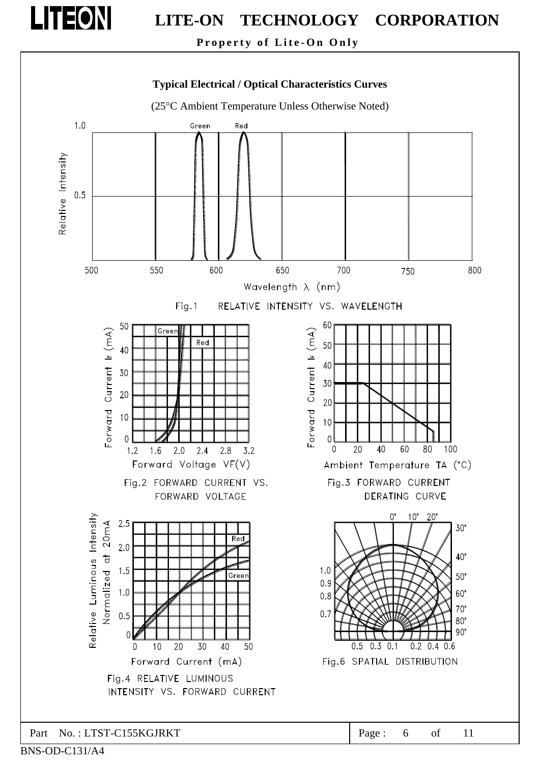## Typical Electrical / Optical Characteristics Curves

(25°C Ambient Temperature Unless Otherwise Noted)

Fig.1 RELATIVE INTENSITY VS. WAVELENGTH

Fig.2 FORWARD CURRENT VS. FORWARD VOLTAGE

Fig.3 FORWARD CURRENT DERATING CURVE

Fig.4 RELATIVE LUMINOUS INTENSITY VS. FORWARD CURRENT

Fig.6 SPATIAL DISTRIBUTION

Part No. : LTST-C155KGJRKT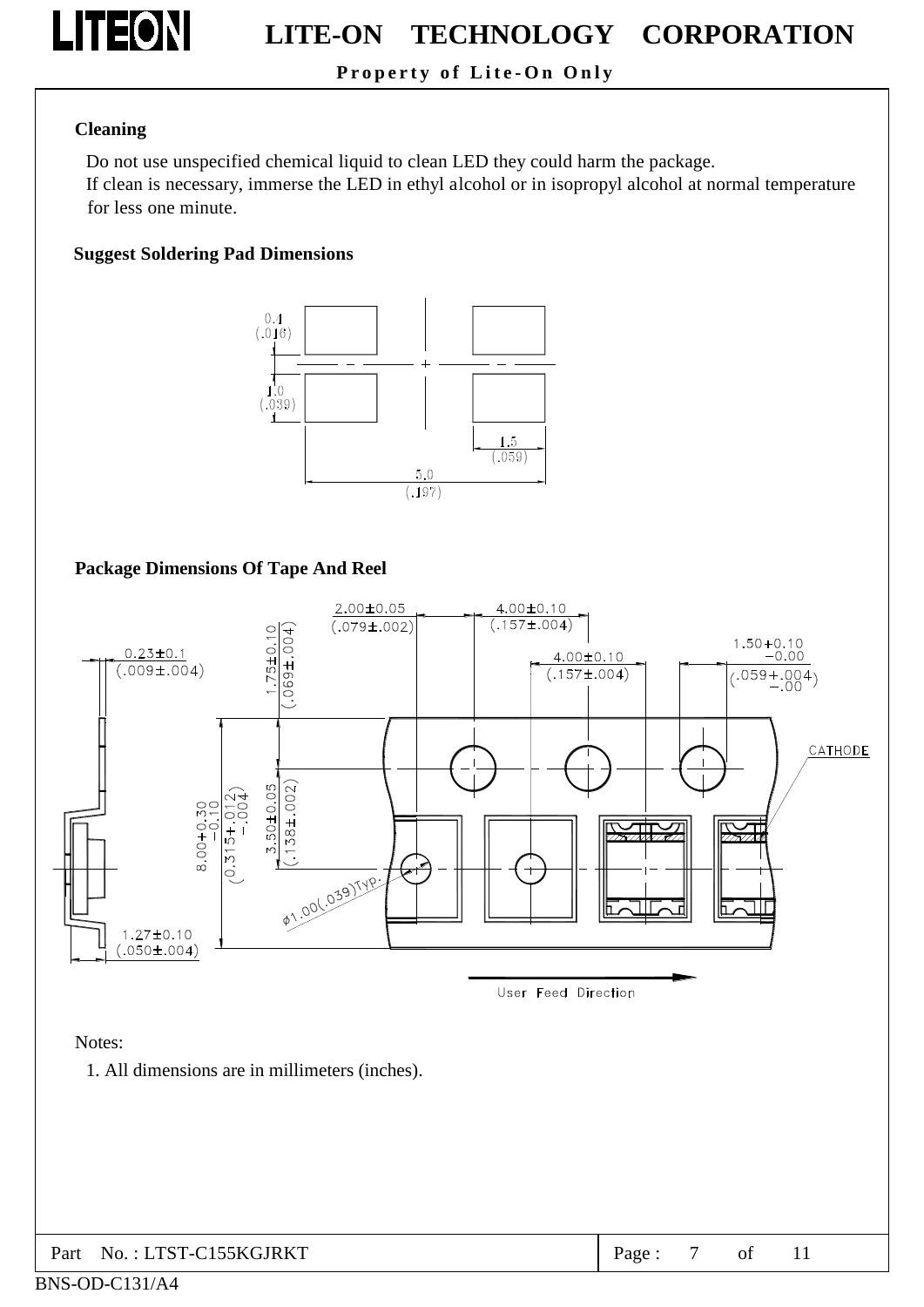**Cleaning**

Do not use unspecified chemical liquid to clean LED they could harm the package.
If clean is necessary, immerse the LED in ethyl alcohol or in isopropyl alcohol at normal temperature for less one minute.

**Suggest Soldering Pad Dimensions**

**Package Dimensions Of Tape And Reel**

Notes:

1. All dimensions are in millimeters (inches).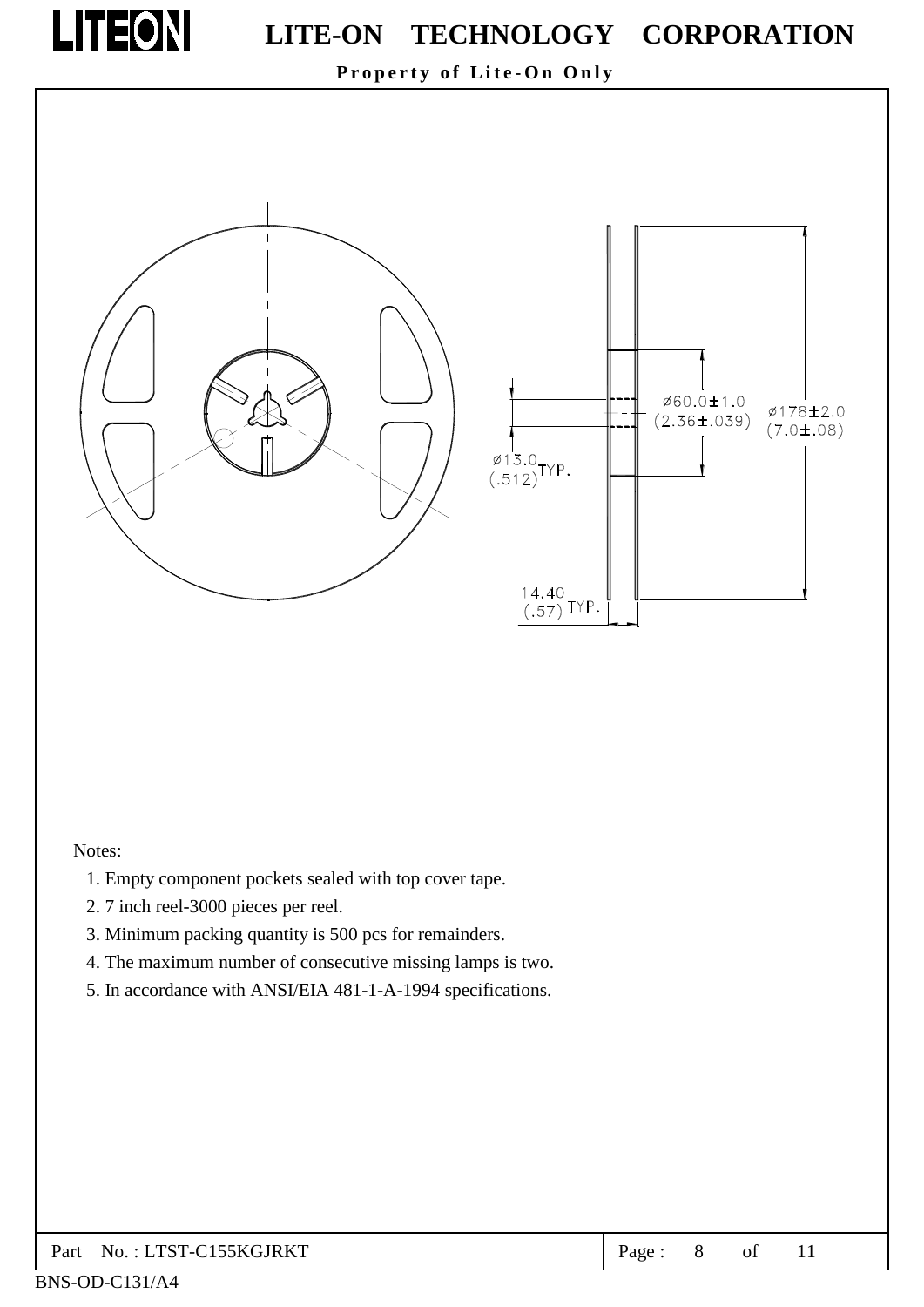ø13.0 (.512) TYP.

ø60.0±1.0 (2.36±.039)

ø178±2.0 (7.0±.08)

14.40 (.57) TYP.

Notes:

1. Empty component pockets sealed with top cover tape.
2. 7 inch reel-3000 pieces per reel.
3. Minimum packing quantity is 500 pcs for remainders.
4. The maximum number of consecutive missing lamps is two.
5. In accordance with ANSI/EIA 481-1-A-1994 specifications.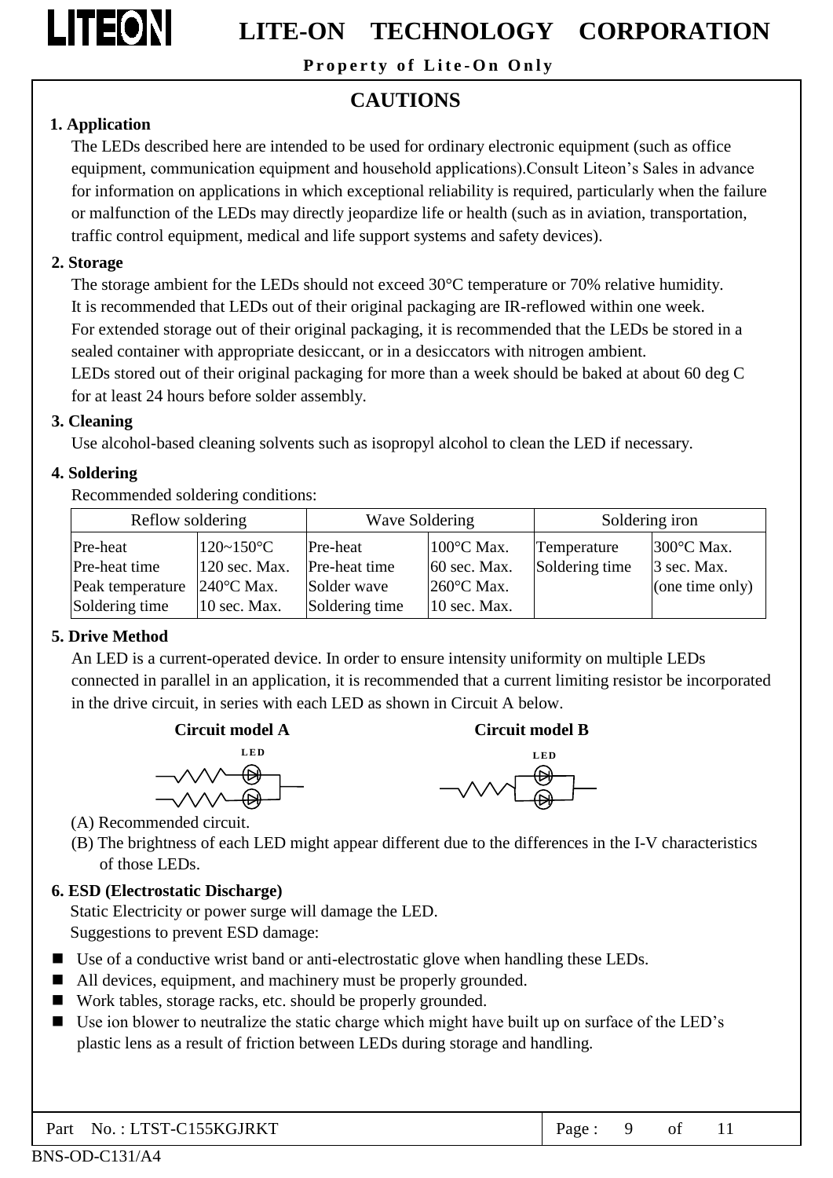# CAUTIONS

## 1. Application

The LEDs described here are intended to be used for ordinary electronic equipment (such as office equipment, communication equipment and household applications).Consult Liteon's Sales in advance for information on applications in which exceptional reliability is required, particularly when the failure or malfunction of the LEDs may directly jeopardize life or health (such as in aviation, transportation, traffic control equipment, medical and life support systems and safety devices).

## 2. Storage

The storage ambient for the LEDs should not exceed 30°C temperature or 70% relative humidity.
It is recommended that LEDs out of their original packaging are IR-reflowed within one week.
For extended storage out of their original packaging, it is recommended that the LEDs be stored in a sealed container with appropriate desiccant, or in a desiccators with nitrogen ambient.
LEDs stored out of their original packaging for more than a week should be baked at about 60 deg C for at least 24 hours before solder assembly.

## 3. Cleaning

Use alcohol-based cleaning solvents such as isopropyl alcohol to clean the LED if necessary.

## 4. Soldering

Recommended soldering conditions:

| Reflow soldering | | Wave Soldering | | Soldering iron | |
|---|---|---|---|---|---|
| Pre-heat<br>Pre-heat time<br>Peak temperature<br>Soldering time | 120~150°C<br>120 sec. Max.<br>240°C Max.<br>10 sec. Max. | Pre-heat<br>Pre-heat time<br>Solder wave<br>Soldering time | 100°C Max.<br>60 sec. Max.<br>260°C Max.<br>10 sec. Max. | Temperature<br>Soldering time | 300°C Max.<br>3 sec. Max.<br>(one time only) |

## 5. Drive Method

An LED is a current-operated device. In order to ensure intensity uniformity on multiple LEDs connected in parallel in an application, it is recommended that a current limiting resistor be incorporated in the drive circuit, in series with each LED as shown in Circuit A below.

**Circuit model A** **Circuit model B**

(A) Recommended circuit.
(B) The brightness of each LED might appear different due to the differences in the I-V characteristics of those LEDs.

## 6. ESD (Electrostatic Discharge)

Static Electricity or power surge will damage the LED.
Suggestions to prevent ESD damage:

- Use of a conductive wrist band or anti-electrostatic glove when handling these LEDs.
- All devices, equipment, and machinery must be properly grounded.
- Work tables, storage racks, etc. should be properly grounded.
- Use ion blower to neutralize the static charge which might have built up on surface of the LED's plastic lens as a result of friction between LEDs during storage and handling.

Part No. : LTST-C155KGJRKT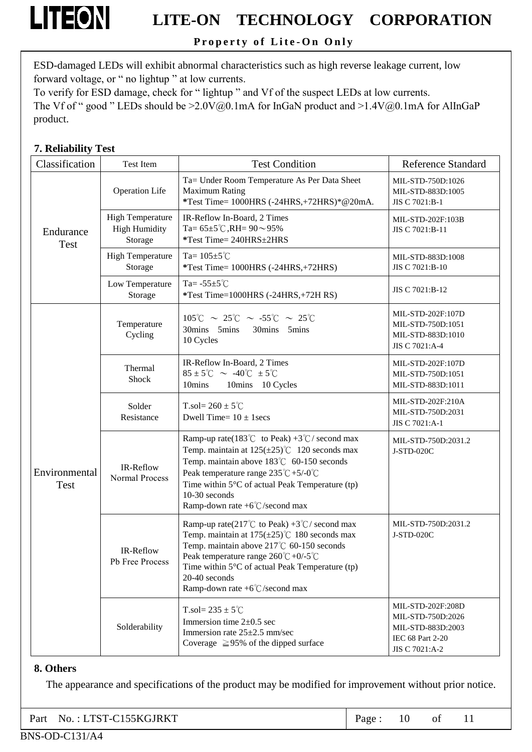ESD-damaged LEDs will exhibit abnormal characteristics such as high reverse leakage current, low forward voltage, or " no lightup " at low currents.
To verify for ESD damage, check for " lightup " and Vf of the suspect LEDs at low currents.
The Vf of " good " LEDs should be >2.0V@0.1mA for InGaN product and >1.4V@0.1mA for AlInGaP product.

**7. Reliability Test**

| Classification | Test Item | Test Condition | Reference Standard |
|---|---|---|---|
| Endurance Test | Operation Life | Ta= Under Room Temperature As Per Data Sheet Maximum Rating<br>*Test Time= 1000HRS (-24HRS,+72HRS)*@20mA. | MIL-STD-750D:1026<br>MIL-STD-883D:1005<br>JIS C 7021:B-1 |
| | High Temperature High Humidity Storage | IR-Reflow In-Board, 2 Times<br>Ta= 65±5℃,RH= 90～95%<br>*Test Time= 240HRS±2HRS | MIL-STD-202F:103B<br>JIS C 7021:B-11 |
| | High Temperature Storage | Ta= 105±5℃<br>*Test Time= 1000HRS (-24HRS,+72HRS) | MIL-STD-883D:1008<br>JIS C 7021:B-10 |
| | Low Temperature Storage | Ta= -55±5℃<br>*Test Time=1000HRS (-24HRS,+72H RS) | JIS C 7021:B-12 |
| Environmental Test | Temperature Cycling | 105℃ ～ 25℃ ～ -55℃ ～ 25℃<br>30mins 5mins 30mins 5mins<br>10 Cycles | MIL-STD-202F:107D<br>MIL-STD-750D:1051<br>MIL-STD-883D:1010<br>JIS C 7021:A-4 |
| | Thermal Shock | IR-Reflow In-Board, 2 Times<br>85 ± 5℃ ～ -40℃ ± 5℃<br>10mins 10mins 10 Cycles | MIL-STD-202F:107D<br>MIL-STD-750D:1051<br>MIL-STD-883D:1011 |
| | Solder Resistance | T.sol= 260 ± 5℃<br>Dwell Time= 10 ± 1secs | MIL-STD-202F:210A<br>MIL-STD-750D:2031<br>JIS C 7021:A-1 |
| | IR-Reflow Normal Process | Ramp-up rate(183℃ to Peak) +3℃/ second max<br>Temp. maintain at 125(±25)℃ 120 seconds max<br>Temp. maintain above 183℃ 60-150 seconds<br>Peak temperature range 235℃+5/-0℃<br>Time within 5°C of actual Peak Temperature (tp) 10-30 seconds<br>Ramp-down rate +6℃/second max | MIL-STD-750D:2031.2<br>J-STD-020C |
| | IR-Reflow Pb Free Process | Ramp-up rate(217℃ to Peak) +3℃/ second max<br>Temp. maintain at 175(±25)℃ 180 seconds max<br>Temp. maintain above 217℃ 60-150 seconds<br>Peak temperature range 260℃+0/-5℃<br>Time within 5°C of actual Peak Temperature (tp) 20-40 seconds<br>Ramp-down rate +6℃/second max | MIL-STD-750D:2031.2<br>J-STD-020C |
| | Solderability | T.sol= 235 ± 5℃<br>Immersion time 2±0.5 sec<br>Immersion rate 25±2.5 mm/sec<br>Coverage ≧95% of the dipped surface | MIL-STD-202F:208D<br>MIL-STD-750D:2026<br>MIL-STD-883D:2003<br>IEC 68 Part 2-20<br>JIS C 7021:A-2 |

**8. Others**

The appearance and specifications of the product may be modified for improvement without prior notice.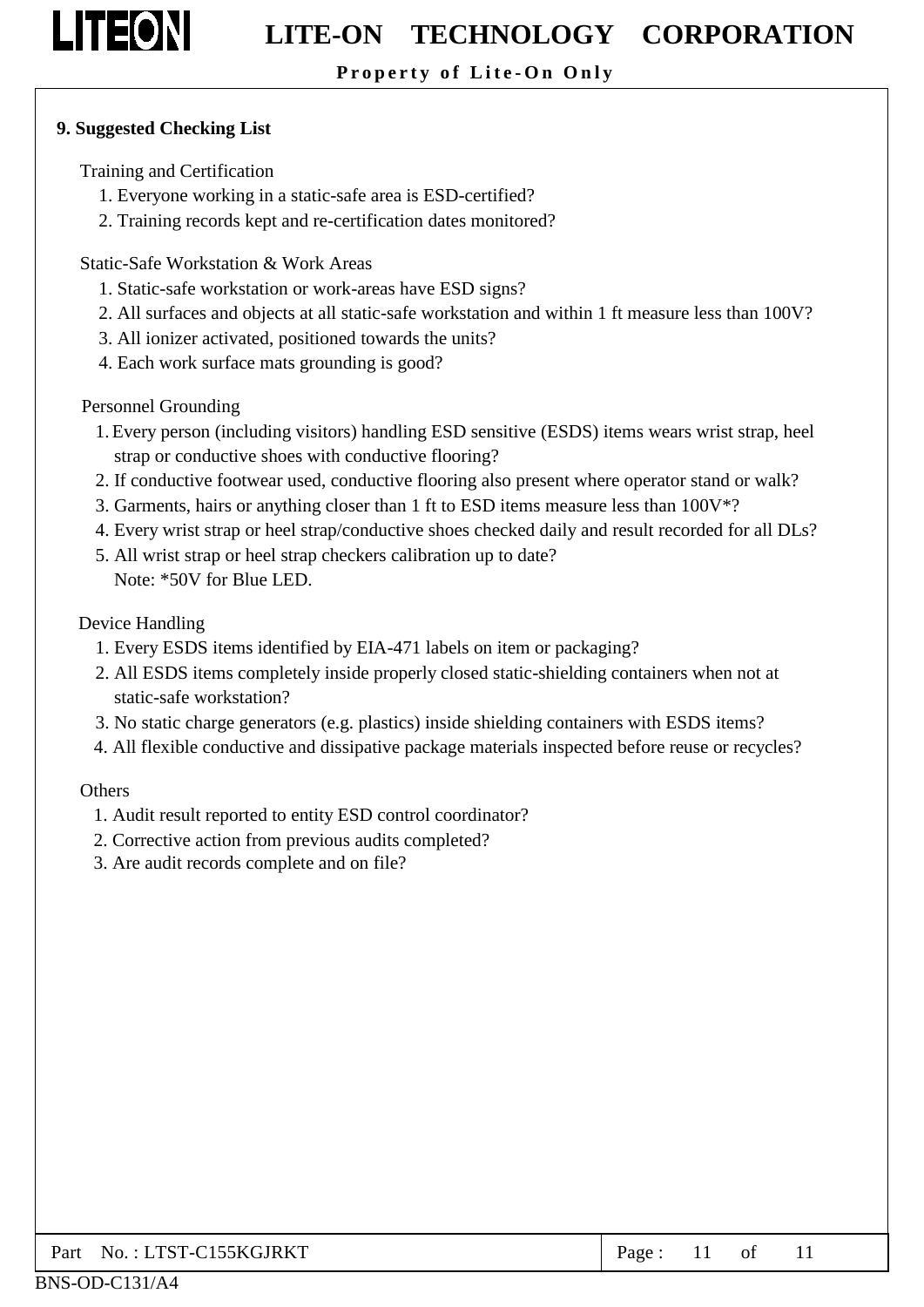## 9. Suggested Checking List

Training and Certification

1. Everyone working in a static-safe area is ESD-certified?
2. Training records kept and re-certification dates monitored?

Static-Safe Workstation & Work Areas

1. Static-safe workstation or work-areas have ESD signs?
2. All surfaces and objects at all static-safe workstation and within 1 ft measure less than 100V?
3. All ionizer activated, positioned towards the units?
4. Each work surface mats grounding is good?

Personnel Grounding

1. Every person (including visitors) handling ESD sensitive (ESDS) items wears wrist strap, heel strap or conductive shoes with conductive flooring?
2. If conductive footwear used, conductive flooring also present where operator stand or walk?
3. Garments, hairs or anything closer than 1 ft to ESD items measure less than 100V*?
4. Every wrist strap or heel strap/conductive shoes checked daily and result recorded for all DLs?
5. All wrist strap or heel strap checkers calibration up to date?

Note: *50V for Blue LED.

Device Handling

1. Every ESDS items identified by EIA-471 labels on item or packaging?
2. All ESDS items completely inside properly closed static-shielding containers when not at static-safe workstation?
3. No static charge generators (e.g. plastics) inside shielding containers with ESDS items?
4. All flexible conductive and dissipative package materials inspected before reuse or recycles?

Others

1. Audit result reported to entity ESD control coordinator?
2. Corrective action from previous audits completed?
3. Are audit records complete and on file?

Part No. : LTST-C155KGJRKT